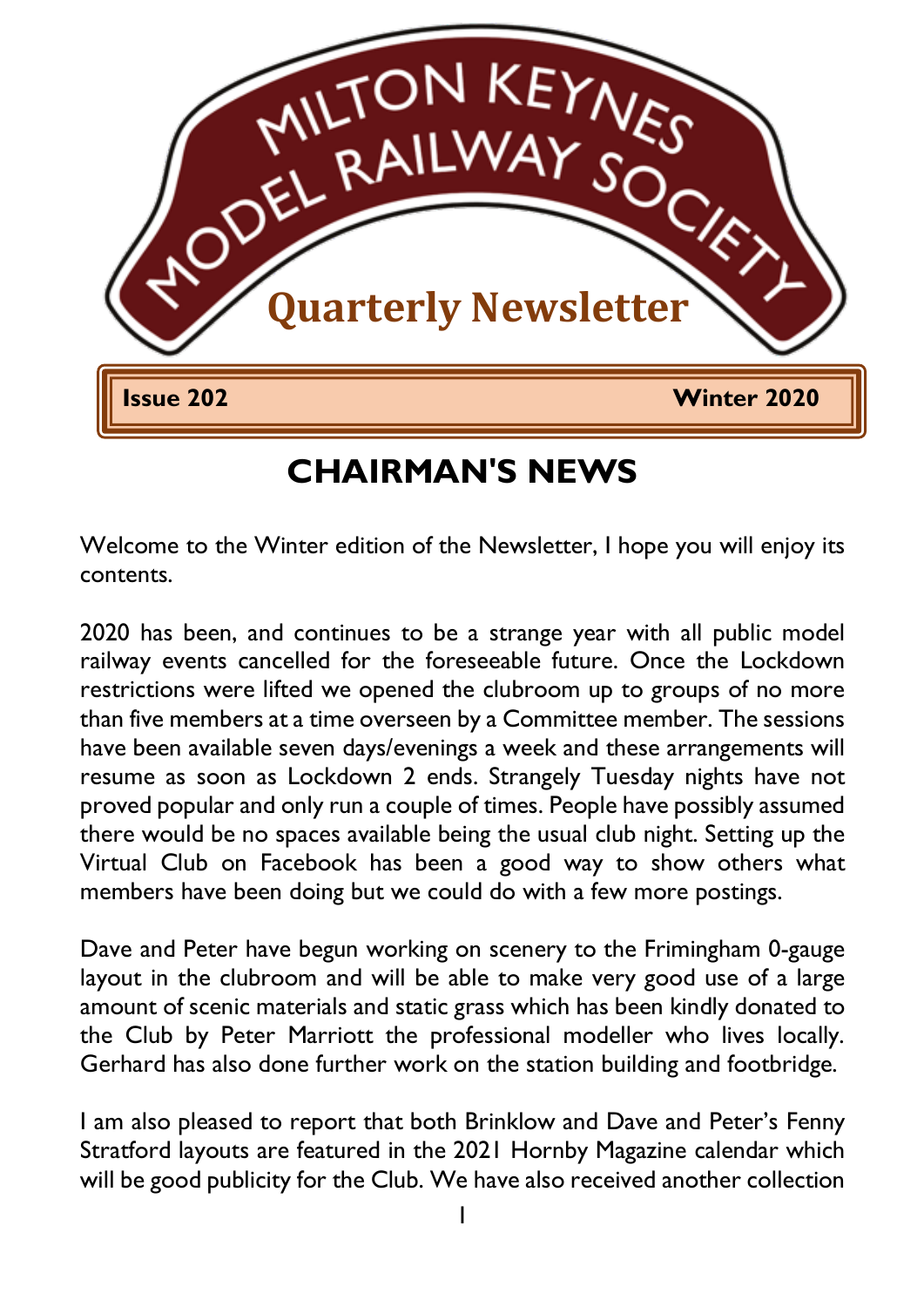# MILTON KEYNES MODEL RAILWAY SOCIETY

## Quarterly Newsletter

**Issue 202** **Winter 2020**

## CHAIRMAN'S NEWS

Welcome to the Winter edition of the Newsletter, I hope you will enjoy its contents.

2020 has been, and continues to be a strange year with all public model railway events cancelled for the foreseeable future. Once the Lockdown restrictions were lifted we opened the clubroom up to groups of no more than five members at a time overseen by a Committee member. The sessions have been available seven days/evenings a week and these arrangements will resume as soon as Lockdown 2 ends. Strangely Tuesday nights have not proved popular and only run a couple of times. People have possibly assumed there would be no spaces available being the usual club night. Setting up the Virtual Club on Facebook has been a good way to show others what members have been doing but we could do with a few more postings.

Dave and Peter have begun working on scenery to the Frimingham 0-gauge layout in the clubroom and will be able to make very good use of a large amount of scenic materials and static grass which has been kindly donated to the Club by Peter Marriott the professional modeller who lives locally. Gerhard has also done further work on the station building and footbridge.

I am also pleased to report that both Brinklow and Dave and Peter's Fenny Stratford layouts are featured in the 2021 Hornby Magazine calendar which will be good publicity for the Club. We have also received another collection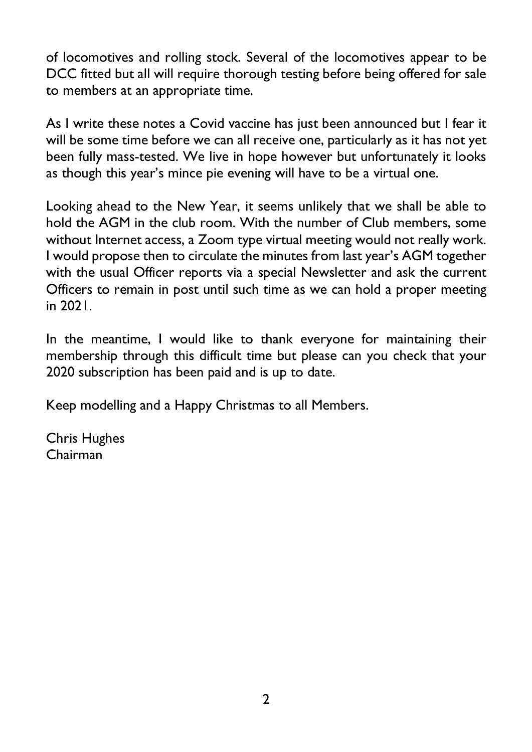of locomotives and rolling stock. Several of the locomotives appear to be DCC fitted but all will require thorough testing before being offered for sale to members at an appropriate time.

As I write these notes a Covid vaccine has just been announced but I fear it will be some time before we can all receive one, particularly as it has not yet been fully mass-tested. We live in hope however but unfortunately it looks as though this year's mince pie evening will have to be a virtual one.

Looking ahead to the New Year, it seems unlikely that we shall be able to hold the AGM in the club room. With the number of Club members, some without Internet access, a Zoom type virtual meeting would not really work. I would propose then to circulate the minutes from last year's AGM together with the usual Officer reports via a special Newsletter and ask the current Officers to remain in post until such time as we can hold a proper meeting in 2021.

In the meantime, I would like to thank everyone for maintaining their membership through this difficult time but please can you check that your 2020 subscription has been paid and is up to date.

Keep modelling and a Happy Christmas to all Members.

Chris Hughes
Chairman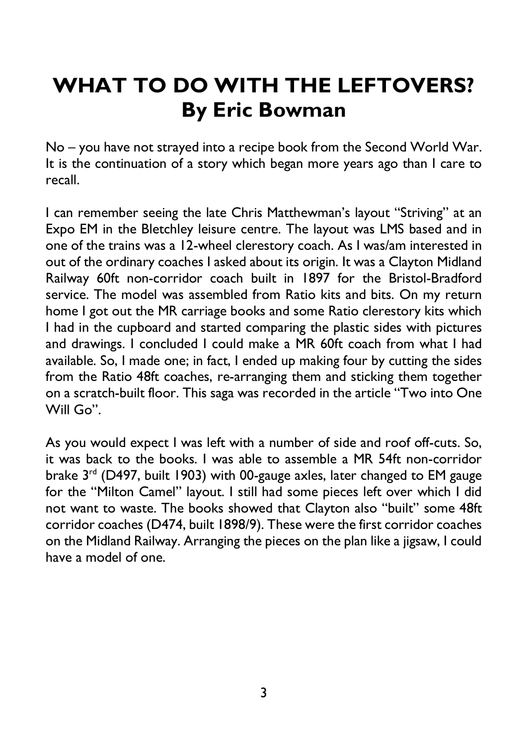# WHAT TO DO WITH THE LEFTOVERS?
## By Eric Bowman

No – you have not strayed into a recipe book from the Second World War. It is the continuation of a story which began more years ago than I care to recall.

I can remember seeing the late Chris Matthewman's layout "Striving" at an Expo EM in the Bletchley leisure centre. The layout was LMS based and in one of the trains was a 12-wheel clerestory coach. As I was/am interested in out of the ordinary coaches I asked about its origin. It was a Clayton Midland Railway 60ft non-corridor coach built in 1897 for the Bristol-Bradford service. The model was assembled from Ratio kits and bits. On my return home I got out the MR carriage books and some Ratio clerestory kits which I had in the cupboard and started comparing the plastic sides with pictures and drawings. I concluded I could make a MR 60ft coach from what I had available. So, I made one; in fact, I ended up making four by cutting the sides from the Ratio 48ft coaches, re-arranging them and sticking them together on a scratch-built floor. This saga was recorded in the article "Two into One Will Go".

As you would expect I was left with a number of side and roof off-cuts. So, it was back to the books. I was able to assemble a MR 54ft non-corridor brake 3rd (D497, built 1903) with 00-gauge axles, later changed to EM gauge for the "Milton Camel" layout. I still had some pieces left over which I did not want to waste. The books showed that Clayton also "built" some 48ft corridor coaches (D474, built 1898/9). These were the first corridor coaches on the Midland Railway. Arranging the pieces on the plan like a jigsaw, I could have a model of one.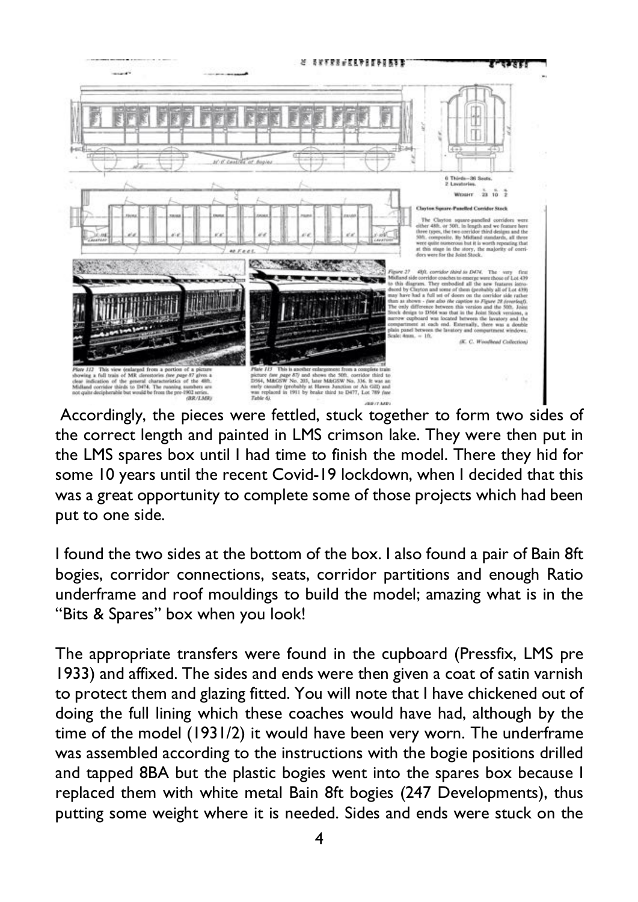Accordingly, the pieces were fettled, stuck together to form two sides of the correct length and painted in LMS crimson lake. They were then put in the LMS spares box until I had time to finish the model. There they hid for some 10 years until the recent Covid-19 lockdown, when I decided that this was a great opportunity to complete some of those projects which had been put to one side.

I found the two sides at the bottom of the box. I also found a pair of Bain 8ft bogies, corridor connections, seats, corridor partitions and enough Ratio underframe and roof mouldings to build the model; amazing what is in the "Bits & Spares" box when you look!

The appropriate transfers were found in the cupboard (Pressfix, LMS pre 1933) and affixed. The sides and ends were then given a coat of satin varnish to protect them and glazing fitted. You will note that I have chickened out of doing the full lining which these coaches would have had, although by the time of the model (1931/2) it would have been very worn. The underframe was assembled according to the instructions with the bogie positions drilled and tapped 8BA but the plastic bogies went into the spares box because I replaced them with white metal Bain 8ft bogies (247 Developments), thus putting some weight where it is needed. Sides and ends were stuck on the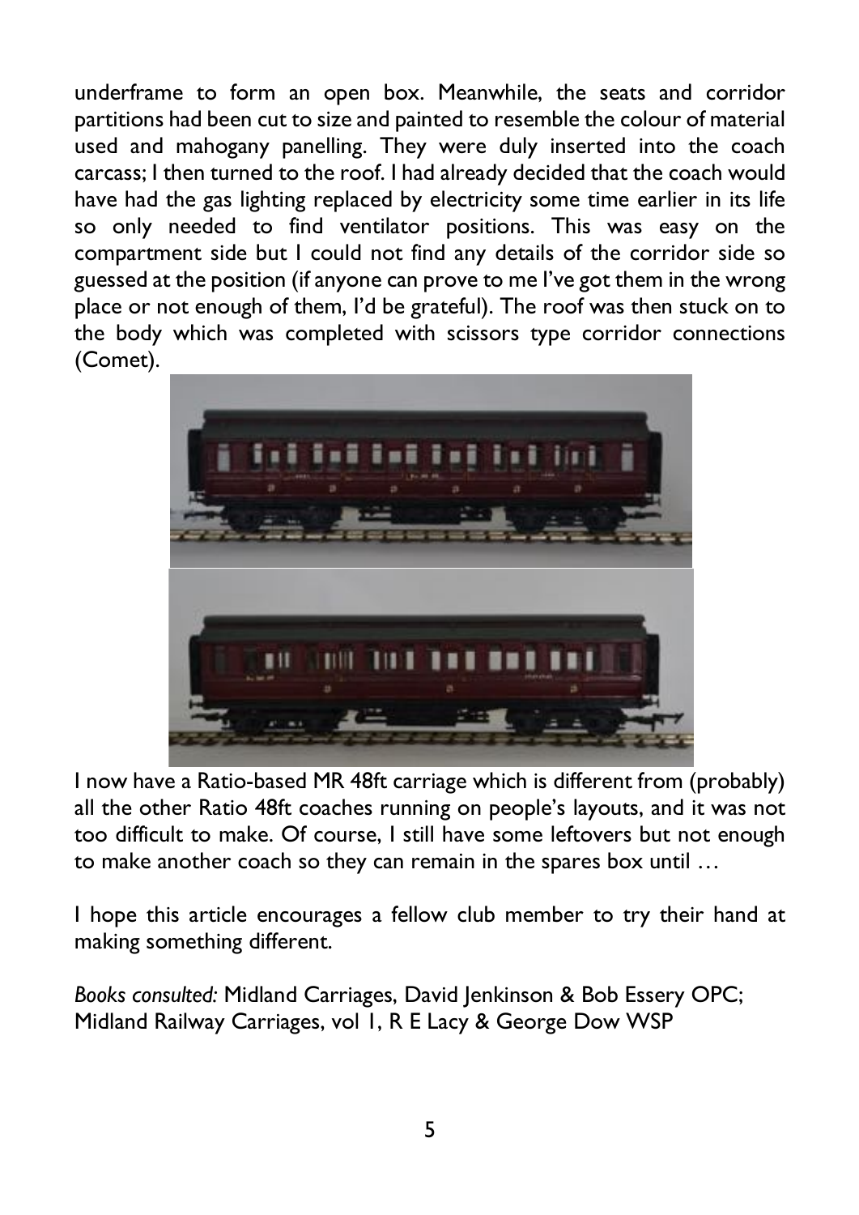underframe to form an open box. Meanwhile, the seats and corridor partitions had been cut to size and painted to resemble the colour of material used and mahogany panelling. They were duly inserted into the coach carcass; I then turned to the roof. I had already decided that the coach would have had the gas lighting replaced by electricity some time earlier in its life so only needed to find ventilator positions. This was easy on the compartment side but I could not find any details of the corridor side so guessed at the position (if anyone can prove to me I've got them in the wrong place or not enough of them, I'd be grateful). The roof was then stuck on to the body which was completed with scissors type corridor connections (Comet).

I now have a Ratio-based MR 48ft carriage which is different from (probably) all the other Ratio 48ft coaches running on people's layouts, and it was not too difficult to make. Of course, I still have some leftovers but not enough to make another coach so they can remain in the spares box until …

I hope this article encourages a fellow club member to try their hand at making something different.

*Books consulted:* Midland Carriages, David Jenkinson & Bob Essery OPC; Midland Railway Carriages, vol 1, R E Lacy & George Dow WSP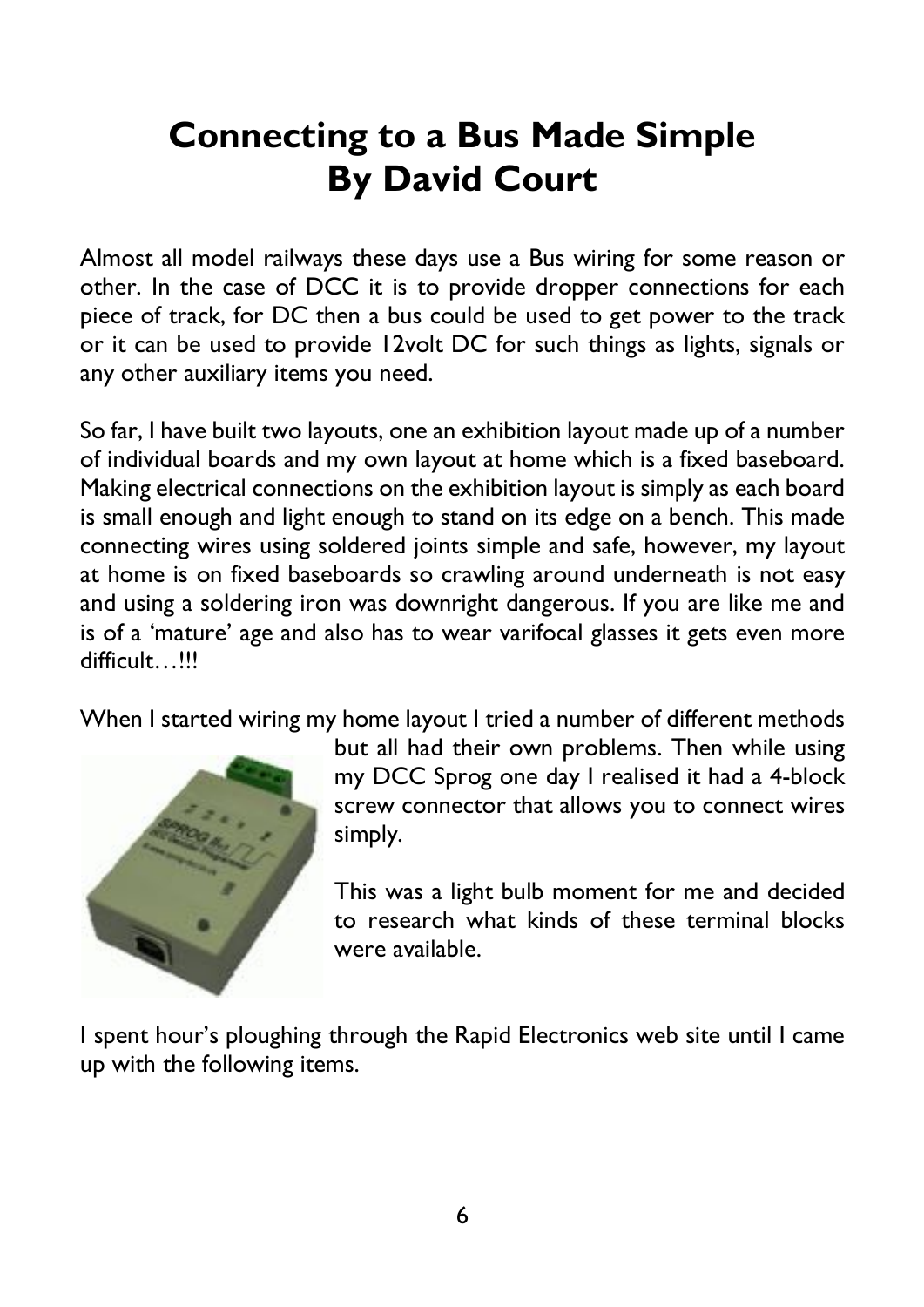# Connecting to a Bus Made Simple
# By David Court

Almost all model railways these days use a Bus wiring for some reason or other. In the case of DCC it is to provide dropper connections for each piece of track, for DC then a bus could be used to get power to the track or it can be used to provide 12volt DC for such things as lights, signals or any other auxiliary items you need.

So far, I have built two layouts, one an exhibition layout made up of a number of individual boards and my own layout at home which is a fixed baseboard. Making electrical connections on the exhibition layout is simply as each board is small enough and light enough to stand on its edge on a bench. This made connecting wires using soldered joints simple and safe, however, my layout at home is on fixed baseboards so crawling around underneath is not easy and using a soldering iron was downright dangerous. If you are like me and is of a 'mature' age and also has to wear varifocal glasses it gets even more difficult…!!!

When I started wiring my home layout I tried a number of different methods but all had their own problems. Then while using my DCC Sprog one day I realised it had a 4-block screw connector that allows you to connect wires simply.

This was a light bulb moment for me and decided to research what kinds of these terminal blocks were available.

I spent hour's ploughing through the Rapid Electronics web site until I came up with the following items.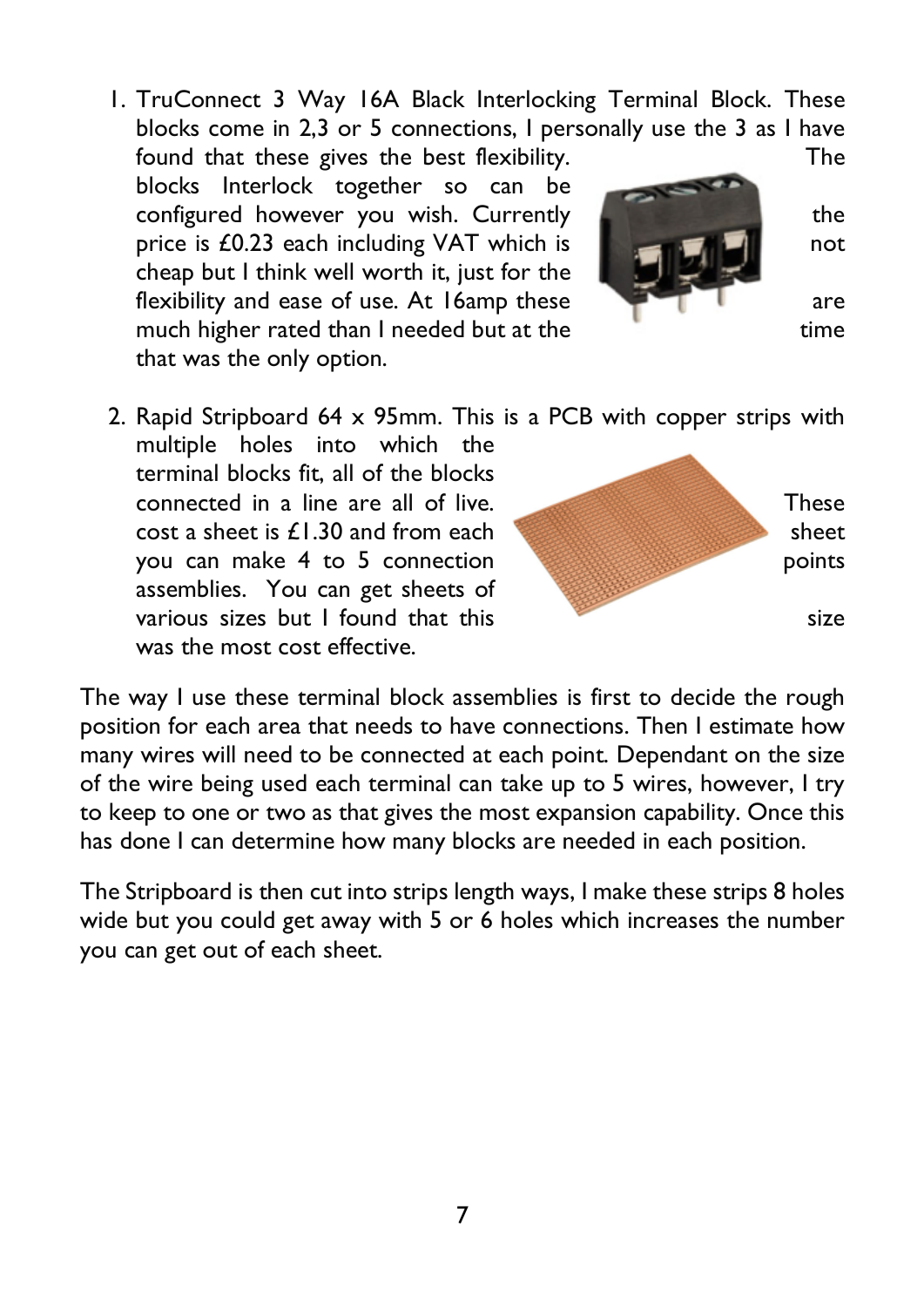1. TruConnect 3 Way 16A Black Interlocking Terminal Block. These blocks come in 2,3 or 5 connections, I personally use the 3 as I have found that these gives the best flexibility. The blocks Interlock together so can be configured however you wish. Currently the price is £0.23 each including VAT which is not cheap but I think well worth it, just for the flexibility and ease of use. At 16amp these are much higher rated than I needed but at the time that was the only option.

2. Rapid Stripboard 64 x 95mm. This is a PCB with copper strips with multiple holes into which the terminal blocks fit, all of the blocks connected in a line are all of live. These cost a sheet is £1.30 and from each sheet you can make 4 to 5 connection points assemblies. You can get sheets of various sizes but I found that this size was the most cost effective.

The way I use these terminal block assemblies is first to decide the rough position for each area that needs to have connections. Then I estimate how many wires will need to be connected at each point. Dependant on the size of the wire being used each terminal can take up to 5 wires, however, I try to keep to one or two as that gives the most expansion capability. Once this has done I can determine how many blocks are needed in each position.

The Stripboard is then cut into strips length ways, I make these strips 8 holes wide but you could get away with 5 or 6 holes which increases the number you can get out of each sheet.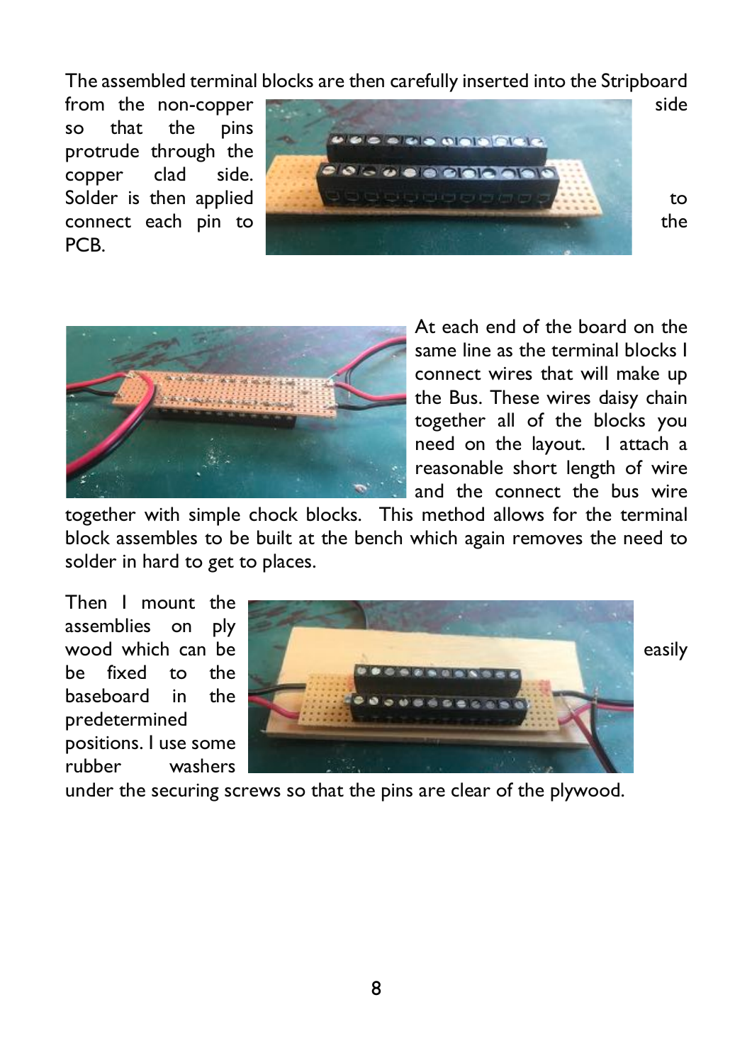The assembled terminal blocks are then carefully inserted into the Stripboard from the non-copper side so that the pins protrude through the copper clad side. Solder is then applied to connect each pin to the PCB.

At each end of the board on the same line as the terminal blocks I connect wires that will make up the Bus. These wires daisy chain together all of the blocks you need on the layout. I attach a reasonable short length of wire and the connect the bus wire together with simple chock blocks. This method allows for the terminal block assembles to be built at the bench which again removes the need to solder in hard to get to places.

Then I mount the assemblies on ply wood which can be easily be fixed to the baseboard in the predetermined positions. I use some rubber washers under the securing screws so that the pins are clear of the plywood.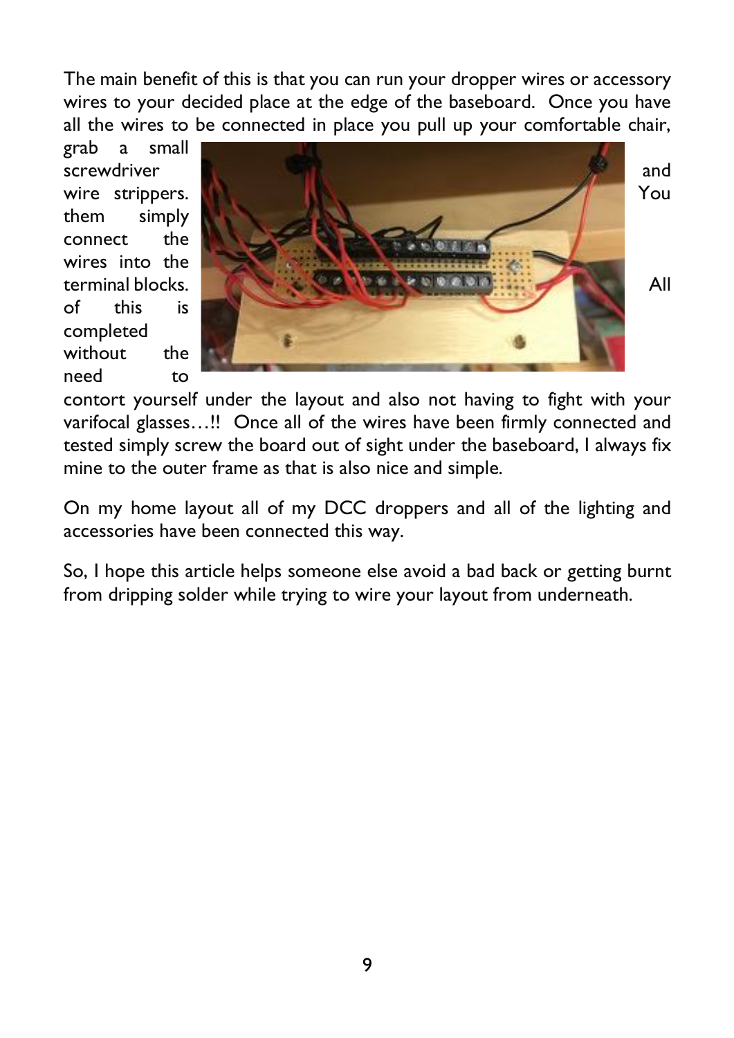The main benefit of this is that you can run your dropper wires or accessory wires to your decided place at the edge of the baseboard. Once you have all the wires to be connected in place you pull up your comfortable chair, grab a small screwdriver and wire strippers. You them simply connect the wires into the terminal blocks. All of this is completed without the need to contort yourself under the layout and also not having to fight with your varifocal glasses…!! Once all of the wires have been firmly connected and tested simply screw the board out of sight under the baseboard, I always fix mine to the outer frame as that is also nice and simple.

On my home layout all of my DCC droppers and all of the lighting and accessories have been connected this way.

So, I hope this article helps someone else avoid a bad back or getting burnt from dripping solder while trying to wire your layout from underneath.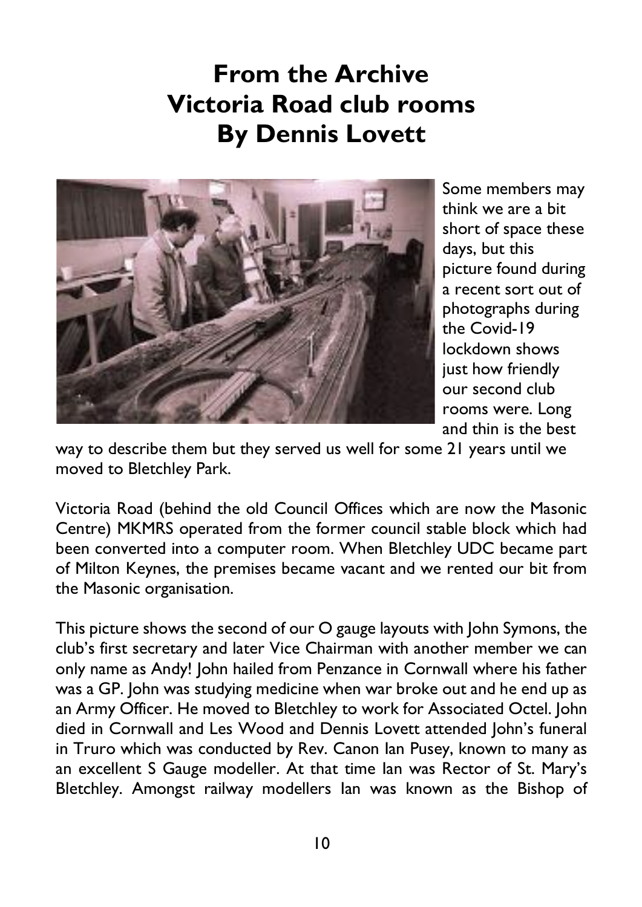# From the Archive
# Victoria Road club rooms
# By Dennis Lovett

Some members may think we are a bit short of space these days, but this picture found during a recent sort out of photographs during the Covid-19 lockdown shows just how friendly our second club rooms were. Long and thin is the best way to describe them but they served us well for some 21 years until we moved to Bletchley Park.

Victoria Road (behind the old Council Offices which are now the Masonic Centre) MKMRS operated from the former council stable block which had been converted into a computer room. When Bletchley UDC became part of Milton Keynes, the premises became vacant and we rented our bit from the Masonic organisation.

This picture shows the second of our O gauge layouts with John Symons, the club's first secretary and later Vice Chairman with another member we can only name as Andy! John hailed from Penzance in Cornwall where his father was a GP. John was studying medicine when war broke out and he end up as an Army Officer. He moved to Bletchley to work for Associated Octel. John died in Cornwall and Les Wood and Dennis Lovett attended John's funeral in Truro which was conducted by Rev. Canon Ian Pusey, known to many as an excellent S Gauge modeller. At that time Ian was Rector of St. Mary's Bletchley. Amongst railway modellers Ian was known as the Bishop of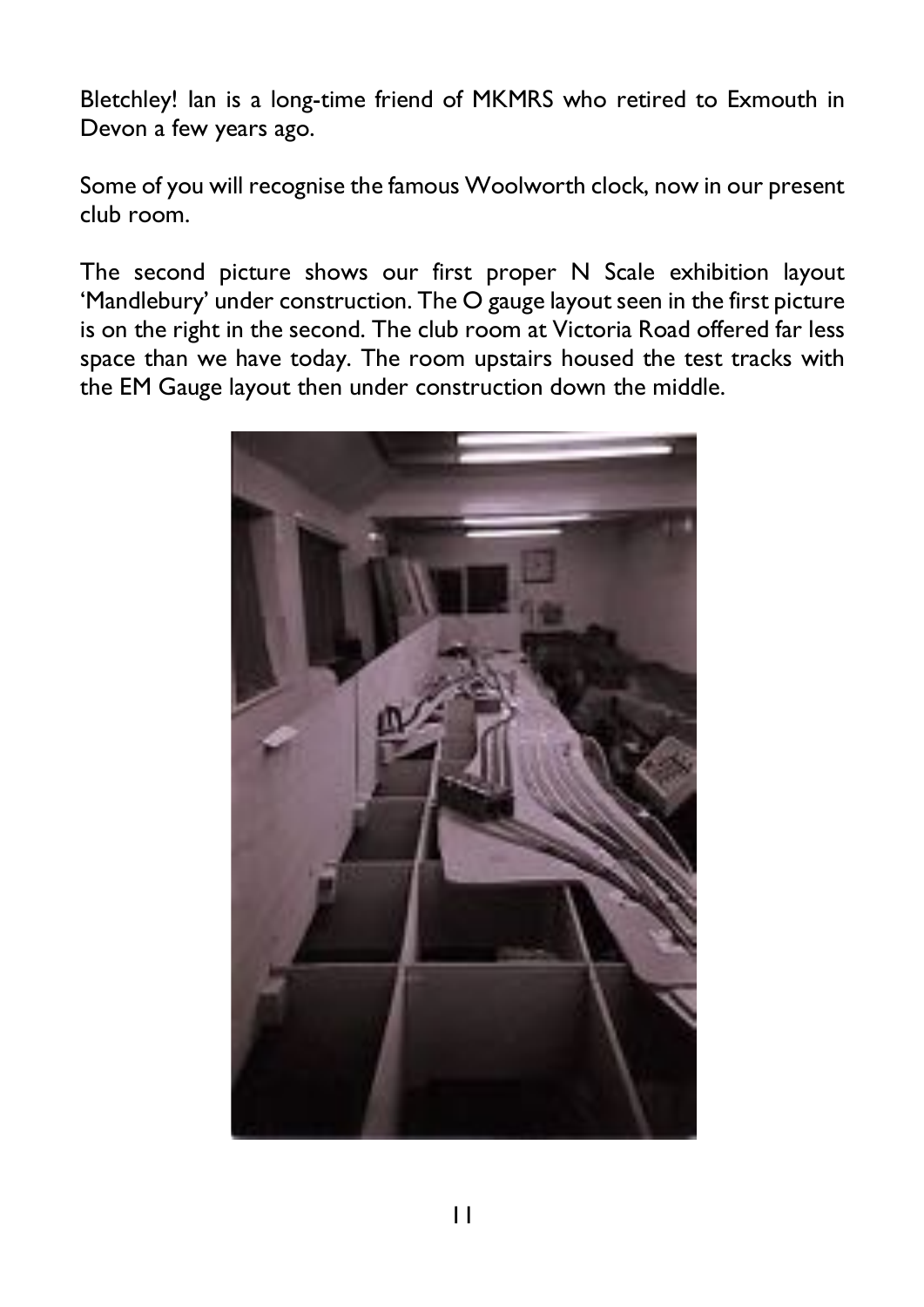Bletchley! Ian is a long-time friend of MKMRS who retired to Exmouth in Devon a few years ago.

Some of you will recognise the famous Woolworth clock, now in our present club room.

The second picture shows our first proper N Scale exhibition layout 'Mandlebury' under construction. The O gauge layout seen in the first picture is on the right in the second. The club room at Victoria Road offered far less space than we have today. The room upstairs housed the test tracks with the EM Gauge layout then under construction down the middle.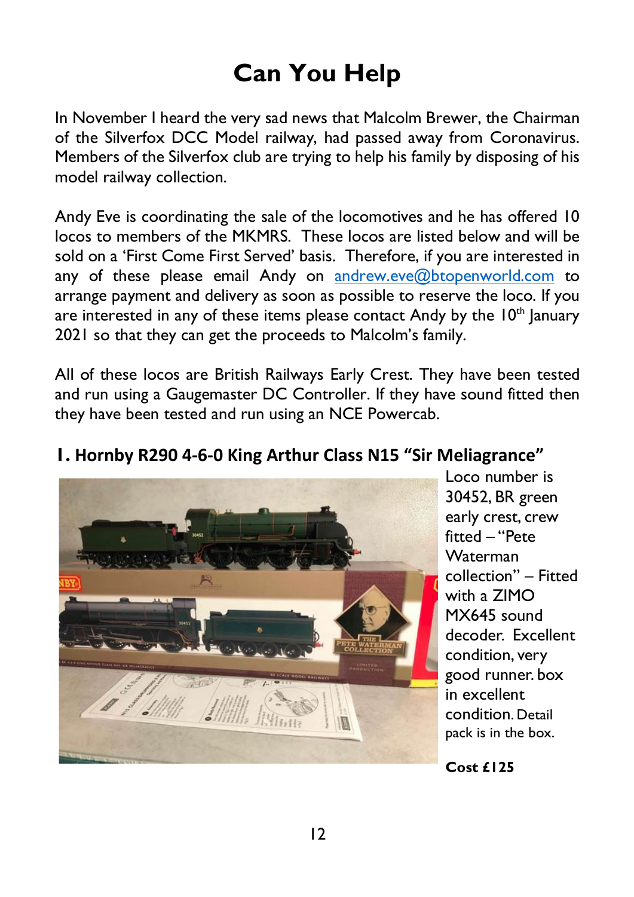# Can You Help

In November I heard the very sad news that Malcolm Brewer, the Chairman of the Silverfox DCC Model railway, had passed away from Coronavirus. Members of the Silverfox club are trying to help his family by disposing of his model railway collection.

Andy Eve is coordinating the sale of the locomotives and he has offered 10 locos to members of the MKMRS. These locos are listed below and will be sold on a 'First Come First Served' basis. Therefore, if you are interested in any of these please email Andy on andrew.eve@btopenworld.com to arrange payment and delivery as soon as possible to reserve the loco. If you are interested in any of these items please contact Andy by the 10th January 2021 so that they can get the proceeds to Malcolm's family.

All of these locos are British Railways Early Crest. They have been tested and run using a Gaugemaster DC Controller. If they have sound fitted then they have been tested and run using an NCE Powercab.

## 1. Hornby R290 4-6-0 King Arthur Class N15 "Sir Meliagrance"

Loco number is 30452, BR green early crest, crew fitted – "Pete Waterman collection" – Fitted with a ZIMO MX645 sound decoder. Excellent condition, very good runner. box in excellent condition. Detail pack is in the box.

**Cost £125**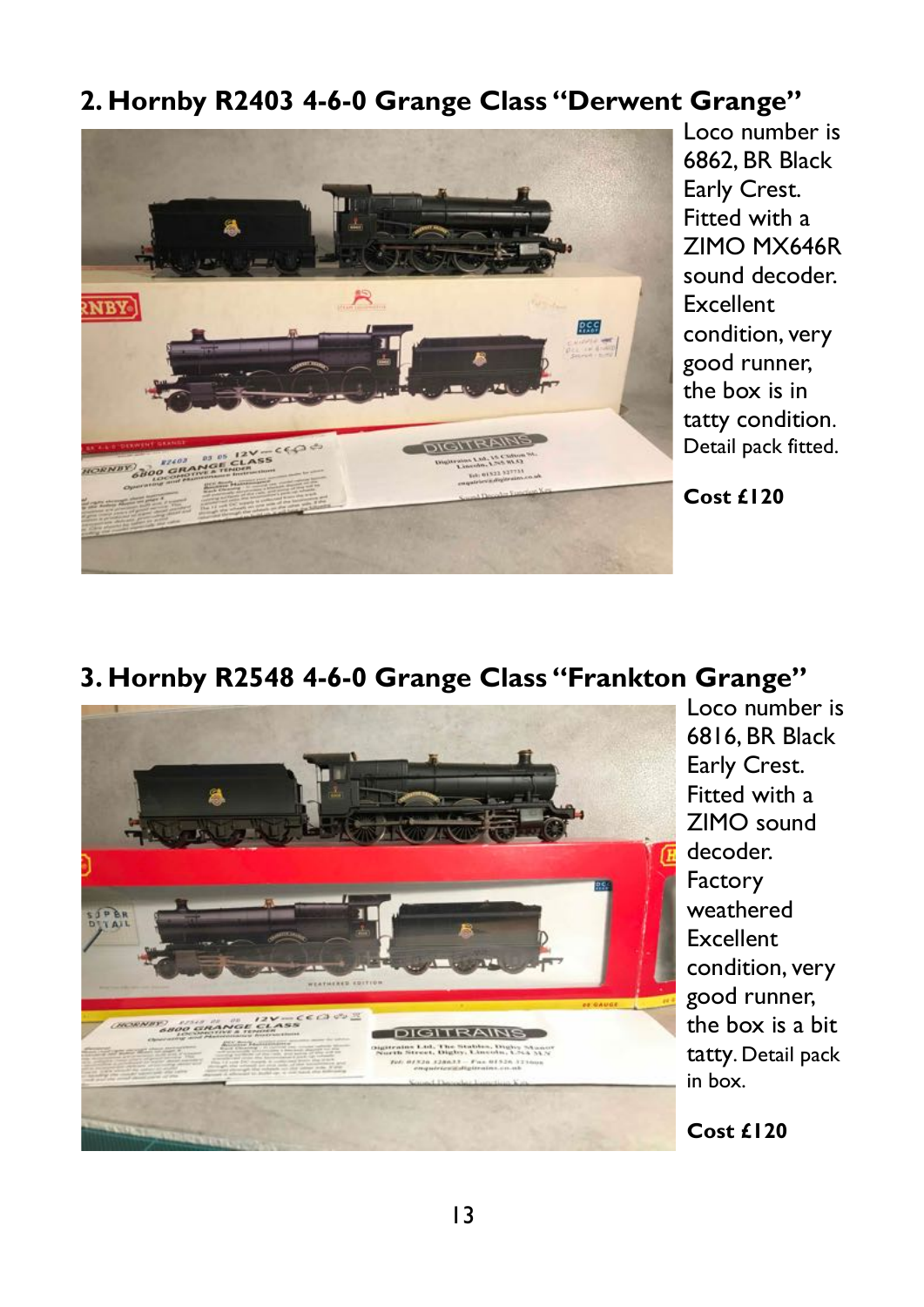## 2. Hornby R2403 4-6-0 Grange Class "Derwent Grange"

Loco number is 6862, BR Black Early Crest. Fitted with a ZIMO MX646R sound decoder. Excellent condition, very good runner, the box is in tatty condition. Detail pack fitted.

**Cost £120**

## 3. Hornby R2548 4-6-0 Grange Class "Frankton Grange"

Loco number is 6816, BR Black Early Crest. Fitted with a ZIMO sound decoder. Factory weathered Excellent condition, very good runner, the box is a bit tatty. Detail pack in box.

**Cost £120**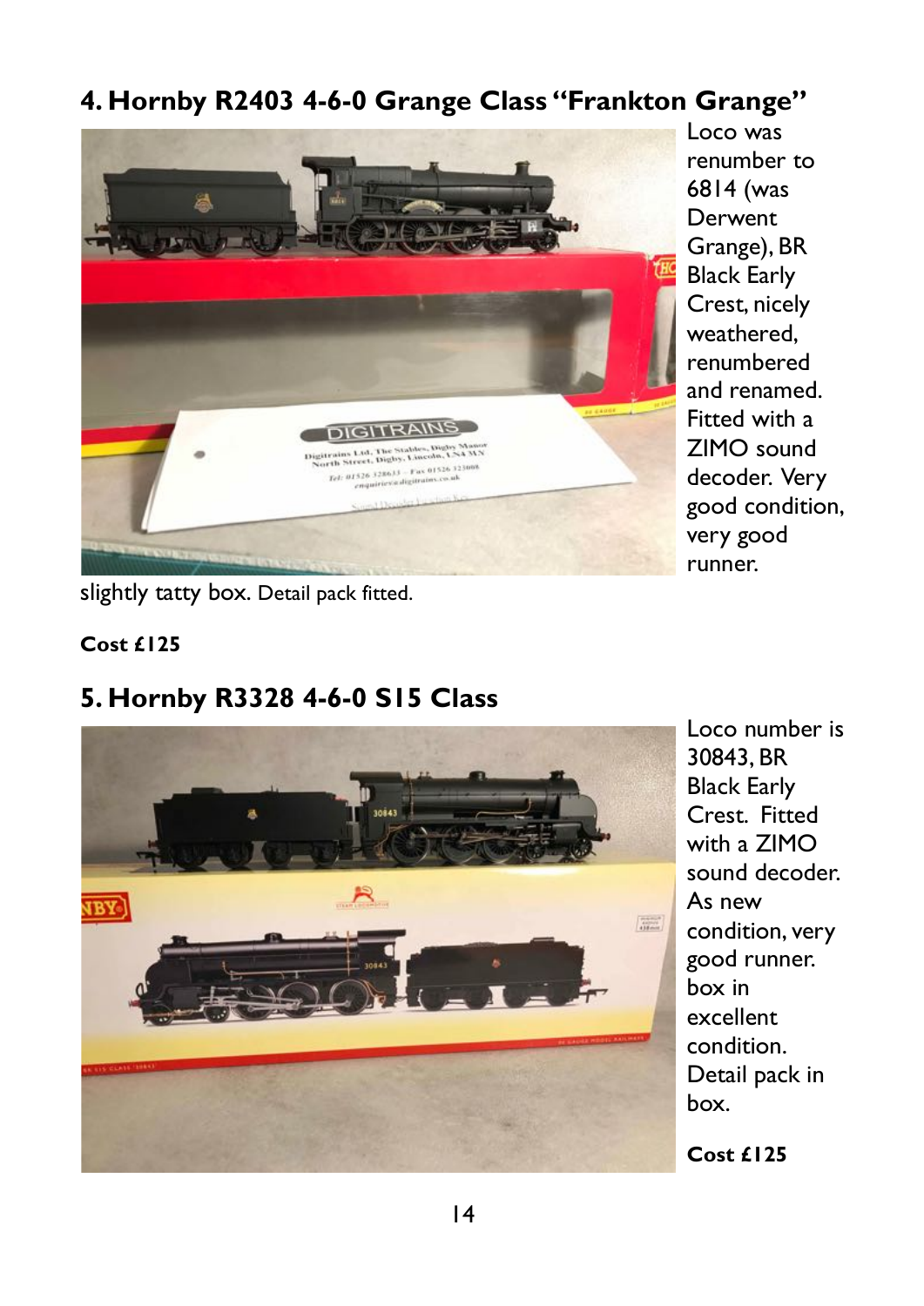## 4. Hornby R2403 4-6-0 Grange Class "Frankton Grange"

Loco was renumber to 6814 (was Derwent Grange), BR Black Early Crest, nicely weathered, renumbered and renamed. Fitted with a ZIMO sound decoder. Very good condition, very good runner. slightly tatty box. Detail pack fitted.

**Cost £125**

## 5. Hornby R3328 4-6-0 S15 Class

Loco number is 30843, BR Black Early Crest. Fitted with a ZIMO sound decoder. As new condition, very good runner. box in excellent condition. Detail pack in box.

**Cost £125**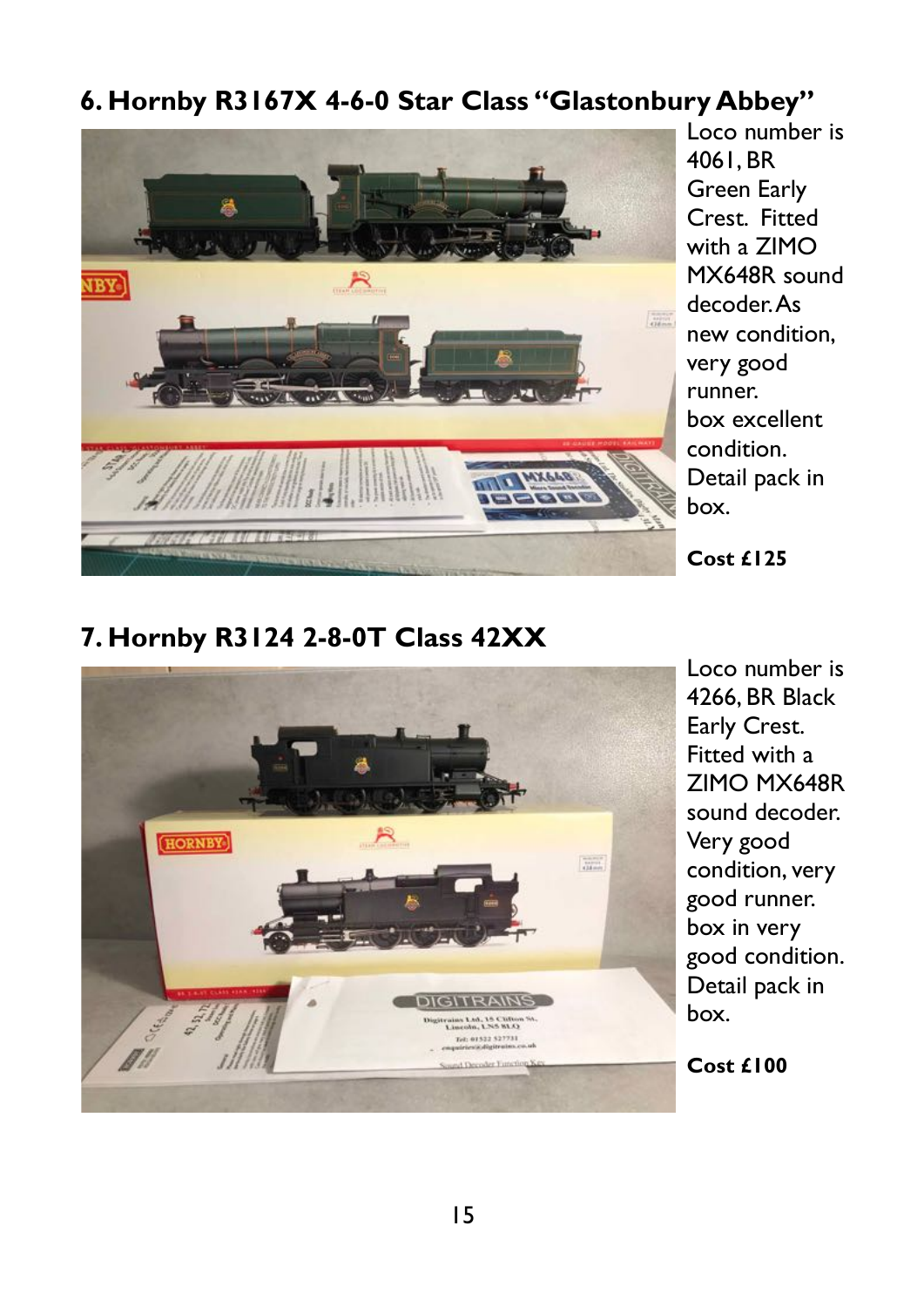## 6. Hornby R3167X 4-6-0 Star Class "Glastonbury Abbey"

Loco number is 4061, BR Green Early Crest. Fitted with a ZIMO MX648R sound decoder. As new condition, very good runner.
box excellent condition.
Detail pack in box.

**Cost £125**

## 7. Hornby R3124 2-8-0T Class 42XX

Loco number is 4266, BR Black Early Crest. Fitted with a ZIMO MX648R sound decoder. Very good condition, very good runner.
box in very good condition.
Detail pack in box.

**Cost £100**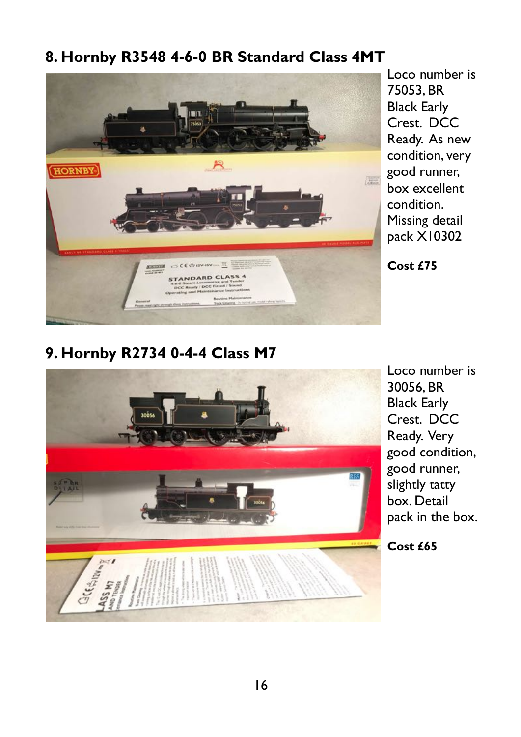## 8. Hornby R3548 4-6-0 BR Standard Class 4MT

Loco number is 75053, BR Black Early Crest. DCC Ready. As new condition, very good runner, box excellent condition. Missing detail pack X10302

**Cost £75**

## 9. Hornby R2734 0-4-4 Class M7

Loco number is 30056, BR Black Early Crest. DCC Ready. Very good condition, good runner, slightly tatty box. Detail pack in the box.

**Cost £65**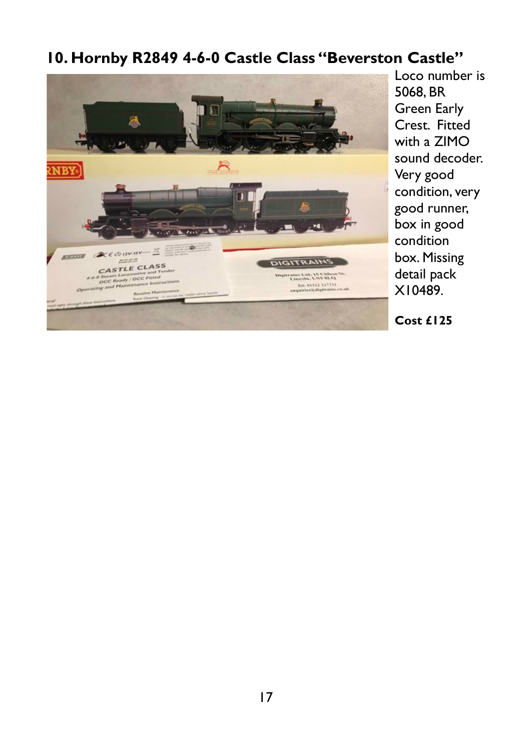## 10. Hornby R2849 4-6-0 Castle Class "Beverston Castle"

Loco number is 5068, BR Green Early Crest. Fitted with a ZIMO sound decoder. Very good condition, very good runner, box in good condition box. Missing detail pack X10489.

**Cost £125**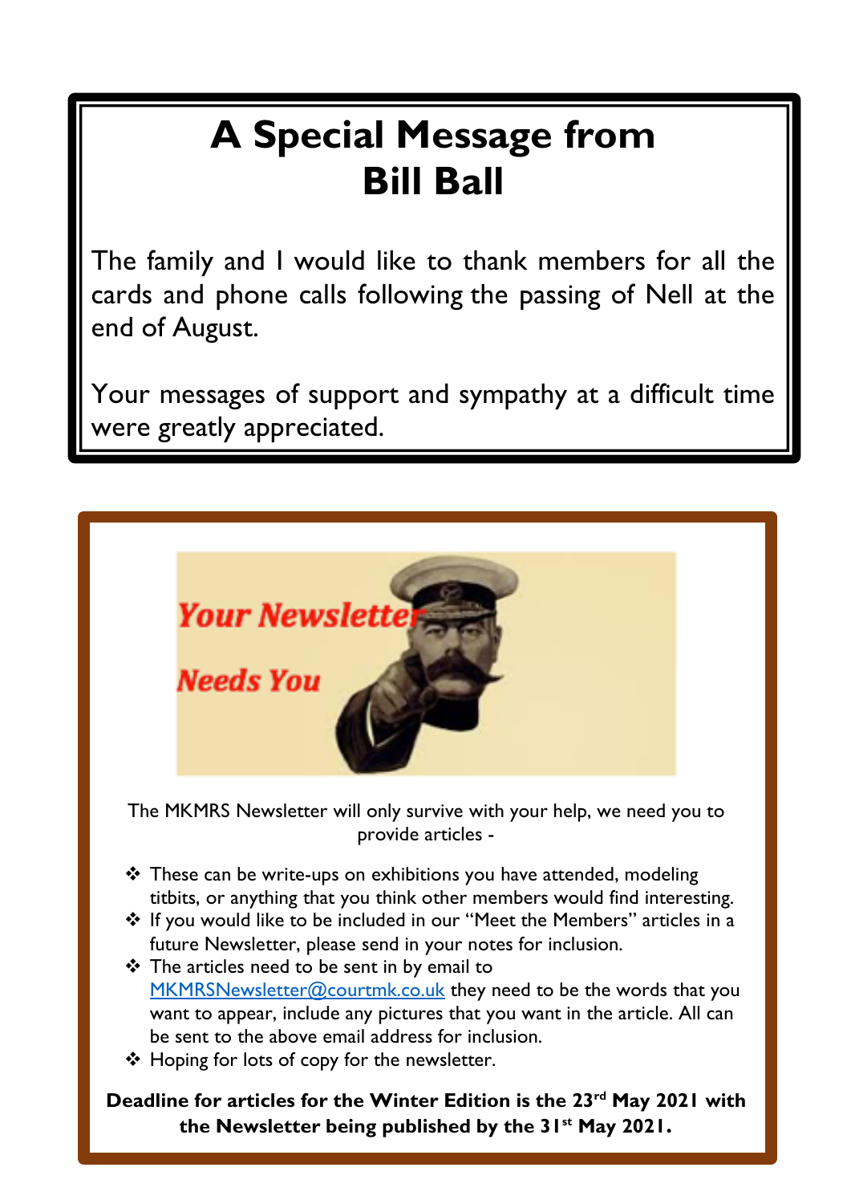# A Special Message from Bill Ball

The family and I would like to thank members for all the cards and phone calls following the passing of Nell at the end of August.

Your messages of support and sympathy at a difficult time were greatly appreciated.

Your Newsletter

Needs You

The MKMRS Newsletter will only survive with your help, we need you to provide articles -

- These can be write-ups on exhibitions you have attended, modeling titbits, or anything that you think other members would find interesting.
- If you would like to be included in our "Meet the Members" articles in a future Newsletter, please send in your notes for inclusion.
- The articles need to be sent in by email to MKMRSNewsletter@courtmk.co.uk they need to be the words that you want to appear, include any pictures that you want in the article. All can be sent to the above email address for inclusion.
- Hoping for lots of copy for the newsletter.

**Deadline for articles for the Winter Edition is the 23rd May 2021 with the Newsletter being published by the 31st May 2021.**